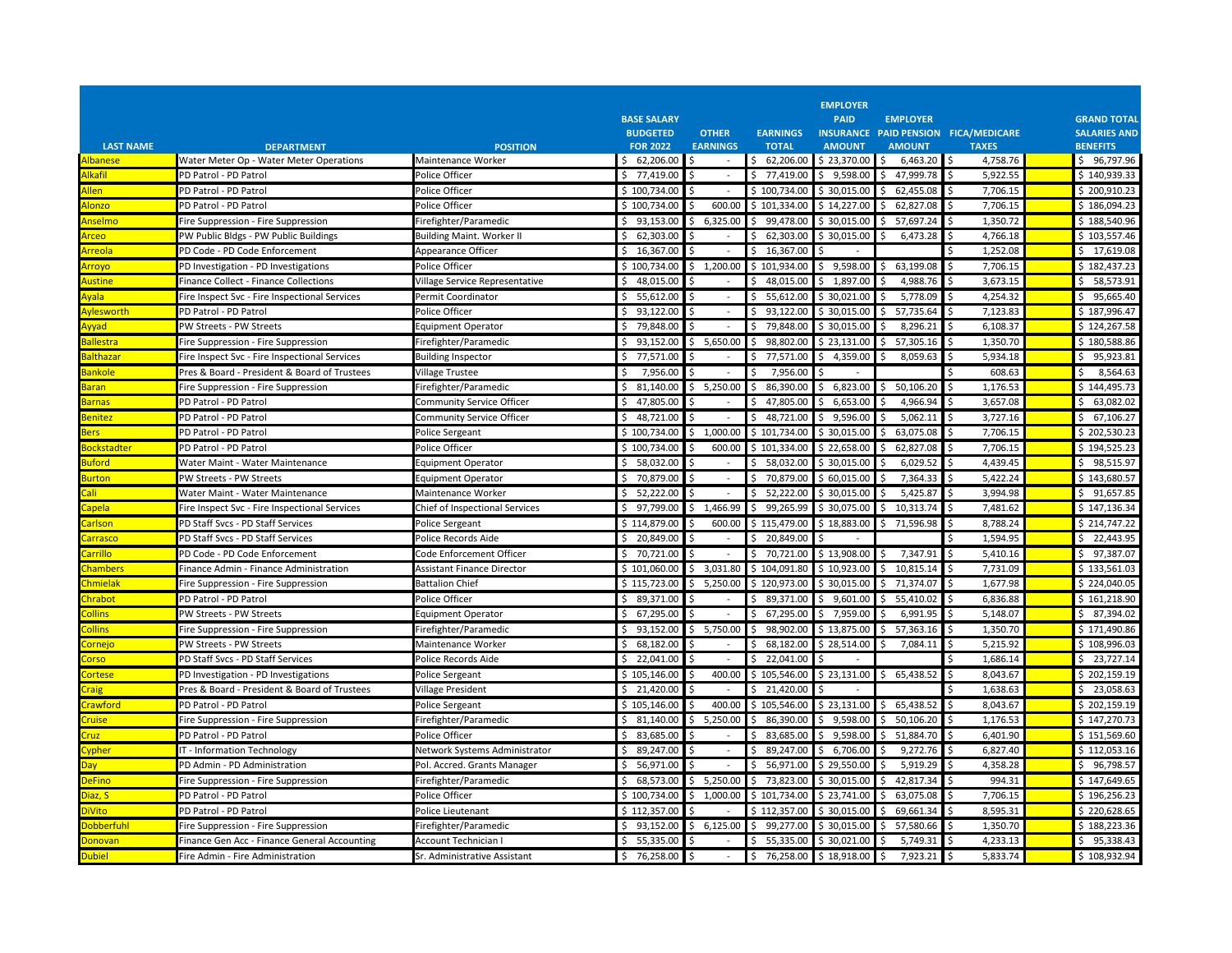| LAST NAME | DEPARTMENT | POSITION | BASE SALARY BUDGETED FOR 2022 | OTHER EARNINGS | EARNINGS TOTAL | EMPLOYER PAID INSURANCE AMOUNT | EMPLOYER PAID PENSION AMOUNT | FICA/MEDICARE TAXES | | GRAND TOTAL SALARIES AND BENEFITS |
|---|---|---|---|---|---|---|---|---|---|---|
| Albanese | Water Meter Op - Water Meter Operations | Maintenance Worker | $ 62,206.00 | $ - | $ 62,206.00 | $ 23,370.00 | $ 6,463.20 | $ 4,758.76 | | $ 96,797.96 |
| Alkafil | PD Patrol - PD Patrol | Police Officer | $ 77,419.00 | $ - | $ 77,419.00 | $ 9,598.00 | $ 47,999.78 | $ 5,922.55 | | $ 140,939.33 |
| Allen | PD Patrol - PD Patrol | Police Officer | $ 100,734.00 | $ - | $ 100,734.00 | $ 30,015.00 | $ 62,455.08 | $ 7,706.15 | | $ 200,910.23 |
| Alonzo | PD Patrol - PD Patrol | Police Officer | $ 100,734.00 | $ 600.00 | $ 101,334.00 | $ 14,227.00 | $ 62,827.08 | $ 7,706.15 | | $ 186,094.23 |
| Anselmo | Fire Suppression - Fire Suppression | Firefighter/Paramedic | $ 93,153.00 | $ 6,325.00 | $ 99,478.00 | $ 30,015.00 | $ 57,697.24 | $ 1,350.72 | | $ 188,540.96 |
| Arceo | PW Public Bldgs - PW Public Buildings | Building Maint. Worker II | $ 62,303.00 | $ - | $ 62,303.00 | $ 30,015.00 | $ 6,473.28 | $ 4,766.18 | | $ 103,557.46 |
| Arreola | PD Code - PD Code Enforcement | Appearance Officer | $ 16,367.00 | $ - | $ 16,367.00 | $ - | | $ 1,252.08 | | $ 17,619.08 |
| Arroyo | PD Investigation - PD Investigations | Police Officer | $ 100,734.00 | $ 1,200.00 | $ 101,934.00 | $ 9,598.00 | $ 63,199.08 | $ 7,706.15 | | $ 182,437.23 |
| Austine | Finance Collect - Finance Collections | Village Service Representative | $ 48,015.00 | $ - | $ 48,015.00 | $ 1,897.00 | $ 4,988.76 | $ 3,673.15 | | $ 58,573.91 |
| Ayala | Fire Inspect Svc - Fire Inspectional Services | Permit Coordinator | $ 55,612.00 | $ - | $ 55,612.00 | $ 30,021.00 | $ 5,778.09 | $ 4,254.32 | | $ 95,665.40 |
| Aylesworth | PD Patrol - PD Patrol | Police Officer | $ 93,122.00 | $ - | $ 93,122.00 | $ 30,015.00 | $ 57,735.64 | $ 7,123.83 | | $ 187,996.47 |
| Ayyad | PW Streets - PW Streets | Equipment Operator | $ 79,848.00 | $ - | $ 79,848.00 | $ 30,015.00 | $ 8,296.21 | $ 6,108.37 | | $ 124,267.58 |
| Ballestra | Fire Suppression - Fire Suppression | Firefighter/Paramedic | $ 93,152.00 | $ 5,650.00 | $ 98,802.00 | $ 23,131.00 | $ 57,305.16 | $ 1,350.70 | | $ 180,588.86 |
| Balthazar | Fire Inspect Svc - Fire Inspectional Services | Building Inspector | $ 77,571.00 | $ - | $ 77,571.00 | $ 4,359.00 | $ 8,059.63 | $ 5,934.18 | | $ 95,923.81 |
| Bankole | Pres & Board - President & Board of Trustees | Village Trustee | $ 7,956.00 | $ - | $ 7,956.00 | $ - | | $ 608.63 | | $ 8,564.63 |
| Baran | Fire Suppression - Fire Suppression | Firefighter/Paramedic | $ 81,140.00 | $ 5,250.00 | $ 86,390.00 | $ 6,823.00 | $ 50,106.20 | $ 1,176.53 | | $ 144,495.73 |
| Barnas | PD Patrol - PD Patrol | Community Service Officer | $ 47,805.00 | $ - | $ 47,805.00 | $ 6,653.00 | $ 4,966.94 | $ 3,657.08 | | $ 63,082.02 |
| Benitez | PD Patrol - PD Patrol | Community Service Officer | $ 48,721.00 | $ - | $ 48,721.00 | $ 9,596.00 | $ 5,062.11 | $ 3,727.16 | | $ 67,106.27 |
| Bers | PD Patrol - PD Patrol | Police Sergeant | $ 100,734.00 | $ 1,000.00 | $ 101,734.00 | $ 30,015.00 | $ 63,075.08 | $ 7,706.15 | | $ 202,530.23 |
| Bockstadter | PD Patrol - PD Patrol | Police Officer | $ 100,734.00 | $ 600.00 | $ 101,334.00 | $ 22,658.00 | $ 62,827.08 | $ 7,706.15 | | $ 194,525.23 |
| Buford | Water Maint - Water Maintenance | Equipment Operator | $ 58,032.00 | $ - | $ 58,032.00 | $ 30,015.00 | $ 6,029.52 | $ 4,439.45 | | $ 98,515.97 |
| Burton | PW Streets - PW Streets | Equipment Operator | $ 70,879.00 | $ - | $ 70,879.00 | $ 60,015.00 | $ 7,364.33 | $ 5,422.24 | | $ 143,680.57 |
| Cali | Water Maint - Water Maintenance | Maintenance Worker | $ 52,222.00 | $ - | $ 52,222.00 | $ 30,015.00 | $ 5,425.87 | $ 3,994.98 | | $ 91,657.85 |
| Capela | Fire Inspect Svc - Fire Inspectional Services | Chief of Inspectional Services | $ 97,799.00 | $ 1,466.99 | $ 99,265.99 | $ 30,075.00 | $ 10,313.74 | $ 7,481.62 | | $ 147,136.34 |
| Carlson | PD Staff Svcs - PD Staff Services | Police Sergeant | $ 114,879.00 | $ 600.00 | $ 115,479.00 | $ 18,883.00 | $ 71,596.98 | $ 8,788.24 | | $ 214,747.22 |
| Carrasco | PD Staff Svcs - PD Staff Services | Police Records Aide | $ 20,849.00 | $ - | $ 20,849.00 | $ - | | $ 1,594.95 | | $ 22,443.95 |
| Carrillo | PD Code - PD Code Enforcement | Code Enforcement Officer | $ 70,721.00 | $ - | $ 70,721.00 | $ 13,908.00 | $ 7,347.91 | $ 5,410.16 | | $ 97,387.07 |
| Chambers | Finance Admin - Finance Administration | Assistant Finance Director | $ 101,060.00 | $ 3,031.80 | $ 104,091.80 | $ 10,923.00 | $ 10,815.14 | $ 7,731.09 | | $ 133,561.03 |
| Chmielak | Fire Suppression - Fire Suppression | Battalion Chief | $ 115,723.00 | $ 5,250.00 | $ 120,973.00 | $ 30,015.00 | $ 71,374.07 | $ 1,677.98 | | $ 224,040.05 |
| Chrabot | PD Patrol - PD Patrol | Police Officer | $ 89,371.00 | $ - | $ 89,371.00 | $ 9,601.00 | $ 55,410.02 | $ 6,836.88 | | $ 161,218.90 |
| Collins | PW Streets - PW Streets | Equipment Operator | $ 67,295.00 | $ - | $ 67,295.00 | $ 7,959.00 | $ 6,991.95 | $ 5,148.07 | | $ 87,394.02 |
| Collins | Fire Suppression - Fire Suppression | Firefighter/Paramedic | $ 93,152.00 | $ 5,750.00 | $ 98,902.00 | $ 13,875.00 | $ 57,363.16 | $ 1,350.70 | | $ 171,490.86 |
| Cornejo | PW Streets - PW Streets | Maintenance Worker | $ 68,182.00 | $ - | $ 68,182.00 | $ 28,514.00 | $ 7,084.11 | $ 5,215.92 | | $ 108,996.03 |
| Corso | PD Staff Svcs - PD Staff Services | Police Records Aide | $ 22,041.00 | $ - | $ 22,041.00 | $ - | | $ 1,686.14 | | $ 23,727.14 |
| Cortese | PD Investigation - PD Investigations | Police Sergeant | $ 105,146.00 | $ 400.00 | $ 105,546.00 | $ 23,131.00 | $ 65,438.52 | $ 8,043.67 | | $ 202,159.19 |
| Craig | Pres & Board - President & Board of Trustees | Village President | $ 21,420.00 | $ - | $ 21,420.00 | $ - | | $ 1,638.63 | | $ 23,058.63 |
| Crawford | PD Patrol - PD Patrol | Police Sergeant | $ 105,146.00 | $ 400.00 | $ 105,546.00 | $ 23,131.00 | $ 65,438.52 | $ 8,043.67 | | $ 202,159.19 |
| Cruise | Fire Suppression - Fire Suppression | Firefighter/Paramedic | $ 81,140.00 | $ 5,250.00 | $ 86,390.00 | $ 9,598.00 | $ 50,106.20 | $ 1,176.53 | | $ 147,270.73 |
| Cruz | PD Patrol - PD Patrol | Police Officer | $ 83,685.00 | $ - | $ 83,685.00 | $ 9,598.00 | $ 51,884.70 | $ 6,401.90 | | $ 151,569.60 |
| Cypher | IT - Information Technology | Network Systems Administrator | $ 89,247.00 | $ - | $ 89,247.00 | $ 6,706.00 | $ 9,272.76 | $ 6,827.40 | | $ 112,053.16 |
| Day | PD Admin - PD Administration | Pol. Accred. Grants Manager | $ 56,971.00 | $ - | $ 56,971.00 | $ 29,550.00 | $ 5,919.29 | $ 4,358.28 | | $ 96,798.57 |
| DeFino | Fire Suppression - Fire Suppression | Firefighter/Paramedic | $ 68,573.00 | $ 5,250.00 | $ 73,823.00 | $ 30,015.00 | $ 42,817.34 | $ 994.31 | | $ 147,649.65 |
| Diaz, S | PD Patrol - PD Patrol | Police Officer | $ 100,734.00 | $ 1,000.00 | $ 101,734.00 | $ 23,741.00 | $ 63,075.08 | $ 7,706.15 | | $ 196,256.23 |
| DiVito | PD Patrol - PD Patrol | Police Lieutenant | $ 112,357.00 | $ - | $ 112,357.00 | $ 30,015.00 | $ 69,661.34 | $ 8,595.31 | | $ 220,628.65 |
| Dobberfuhl | Fire Suppression - Fire Suppression | Firefighter/Paramedic | $ 93,152.00 | $ 6,125.00 | $ 99,277.00 | $ 30,015.00 | $ 57,580.66 | $ 1,350.70 | | $ 188,223.36 |
| Donovan | Finance Gen Acc - Finance General Accounting | Account Technician I | $ 55,335.00 | $ - | $ 55,335.00 | $ 30,021.00 | $ 5,749.31 | $ 4,233.13 | | $ 95,338.43 |
| Dubiel | Fire Admin - Fire Administration | Sr. Administrative Assistant | $ 76,258.00 | $ - | $ 76,258.00 | $ 18,918.00 | $ 7,923.21 | $ 5,833.74 | | $ 108,932.94 |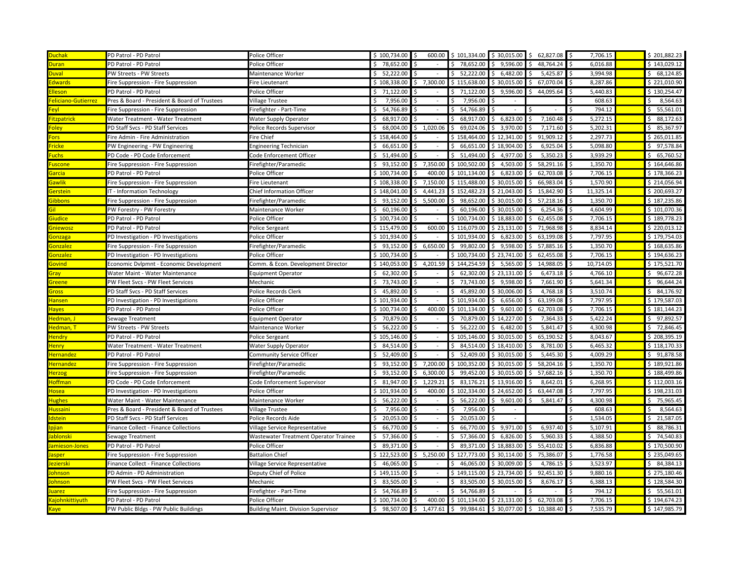| | | | | | | | | | | |
|---|---|---|---|---|---|---|---|---|---|---|
| Duchak | PD Patrol - PD Patrol | Police Officer | $ 100,734.00 | $ 600.00 | $ 101,334.00 | $ 30,015.00 | $ 62,827.08 | $ 7,706.15 | | $ 201,882.23 |
| Duran | PD Patrol - PD Patrol | Police Officer | $ 78,652.00 | $ - | $ 78,652.00 | $ 9,596.00 | $ 48,764.24 | $ 6,016.88 | | $ 143,029.12 |
| Duval | PW Streets - PW Streets | Maintenance Worker | $ 52,222.00 | $ - | $ 52,222.00 | $ 6,482.00 | $ 5,425.87 | $ 3,994.98 | | $ 68,124.85 |
| Edwards | Fire Suppression - Fire Suppression | Fire Lieutenant | $ 108,338.00 | $ 7,300.00 | $ 115,638.00 | $ 30,015.00 | $ 67,070.04 | $ 8,287.86 | | $ 221,010.90 |
| Elleson | PD Patrol - PD Patrol | Police Officer | $ 71,122.00 | $ - | $ 71,122.00 | $ 9,596.00 | $ 44,095.64 | $ 5,440.83 | | $ 130,254.47 |
| Feliciano-Gutierrez | Pres & Board - President & Board of Trustees | Village Trustee | $ 7,956.00 | $ - | $ 7,956.00 | $ - | | $ 608.63 | | $ 8,564.63 |
| Feyl | Fire Suppression - Fire Suppression | Firefighter - Part-Time | $ 54,766.89 | $ - | $ 54,766.89 | $ - | $ - | $ 794.12 | | $ 55,561.01 |
| Fitzpatrick | Water Treatment - Water Treatment | Water Supply Operator | $ 68,917.00 | $ - | $ 68,917.00 | $ 6,823.00 | $ 7,160.48 | $ 5,272.15 | | $ 88,172.63 |
| Foley | PD Staff Svcs - PD Staff Services | Police Records Supervisor | $ 68,004.00 | $ 1,020.06 | $ 69,024.06 | $ 3,970.00 | $ 7,171.60 | $ 5,202.31 | | $ 85,367.97 |
| Fors | Fire Admin - Fire Administration | Fire Chief | $ 158,464.00 | $ - | $ 158,464.00 | $ 12,341.00 | $ 91,909.12 | $ 2,297.73 | | $ 265,011.85 |
| Fricke | PW Engineering - PW Engineering | Engineering Technician | $ 66,651.00 | $ - | $ 66,651.00 | $ 18,904.00 | $ 6,925.04 | $ 5,098.80 | | $ 97,578.84 |
| Fuchs | PD Code - PD Code Enforcement | Code Enforcement Officer | $ 51,494.00 | $ - | $ 51,494.00 | $ 4,977.00 | $ 5,350.23 | $ 3,939.29 | | $ 65,760.52 |
| Fuscone | Fire Suppression - Fire Suppression | Firefighter/Paramedic | $ 93,152.00 | $ 7,350.00 | $ 100,502.00 | $ 4,503.00 | $ 58,291.16 | $ 1,350.70 | | $ 164,646.86 |
| Garcia | PD Patrol - PD Patrol | Police Officer | $ 100,734.00 | $ 400.00 | $ 101,134.00 | $ 6,823.00 | $ 62,703.08 | $ 7,706.15 | | $ 178,366.23 |
| Gawlik | Fire Suppression - Fire Suppression | Fire Lieutenant | $ 108,338.00 | $ 7,150.00 | $ 115,488.00 | $ 30,015.00 | $ 66,983.04 | $ 1,570.90 | | $ 214,056.94 |
| Gerstein | IT - Information Technology | Chief Information Officer | $ 148,041.00 | $ 4,441.23 | $ 152,482.23 | $ 21,043.00 | $ 15,842.90 | $ 11,325.14 | | $ 200,693.27 |
| Gibbons | Fire Suppression - Fire Suppression | Firefighter/Paramedic | $ 93,152.00 | $ 5,500.00 | $ 98,652.00 | $ 30,015.00 | $ 57,218.16 | $ 1,350.70 | | $ 187,235.86 |
| Gil | PW Forestry - PW Forestry | Maintenance Worker | $ 60,196.00 | $ - | $ 60,196.00 | $ 30,015.00 | $ 6,254.36 | $ 4,604.99 | | $ 101,070.36 |
| Giudice | PD Patrol - PD Patrol | Police Officer | $ 100,734.00 | $ - | $ 100,734.00 | $ 18,883.00 | $ 62,455.08 | $ 7,706.15 | | $ 189,778.23 |
| Gniewosz | PD Patrol - PD Patrol | Police Sergeant | $ 115,479.00 | $ 600.00 | $ 116,079.00 | $ 23,131.00 | $ 71,968.98 | $ 8,834.14 | | $ 220,013.12 |
| Gonzaga | PD Investigation - PD Investigations | Police Officer | $ 101,934.00 | $ - | $ 101,934.00 | $ 6,823.00 | $ 63,199.08 | $ 7,797.95 | | $ 179,754.03 |
| Gonzalez | Fire Suppression - Fire Suppression | Firefighter/Paramedic | $ 93,152.00 | $ 6,650.00 | $ 99,802.00 | $ 9,598.00 | $ 57,885.16 | $ 1,350.70 | | $ 168,635.86 |
| Gonzalez | PD Investigation - PD Investigations | Police Officer | $ 100,734.00 | $ - | $ 100,734.00 | $ 23,741.00 | $ 62,455.08 | $ 7,706.15 | | $ 194,636.23 |
| Govind | Economic Dvlpmnt - Economic Development | Comm. & Econ. Development Director | $ 140,053.00 | $ 4,201.59 | $ 144,254.59 | $ 5,565.00 | $ 14,988.05 | $ 10,714.05 | | $ 175,521.70 |
| Gray | Water Maint - Water Maintenance | Equipment Operator | $ 62,302.00 | $ - | $ 62,302.00 | $ 23,131.00 | $ 6,473.18 | $ 4,766.10 | | $ 96,672.28 |
| Greene | PW Fleet Svcs - PW Fleet Services | Mechanic | $ 73,743.00 | $ - | $ 73,743.00 | $ 9,598.00 | $ 7,661.90 | $ 5,641.34 | | $ 96,644.24 |
| Gross | PD Staff Svcs - PD Staff Services | Police Records Clerk | $ 45,892.00 | $ - | $ 45,892.00 | $ 30,006.00 | $ 4,768.18 | $ 3,510.74 | | $ 84,176.92 |
| Hansen | PD Investigation - PD Investigations | Police Officer | $ 101,934.00 | $ - | $ 101,934.00 | $ 6,656.00 | $ 63,199.08 | $ 7,797.95 | | $ 179,587.03 |
| Hayes | PD Patrol - PD Patrol | Police Officer | $ 100,734.00 | $ 400.00 | $ 101,134.00 | $ 9,601.00 | $ 62,703.08 | $ 7,706.15 | | $ 181,144.23 |
| Hedman, J | Sewage Treatment | Equipment Operator | $ 70,879.00 | $ - | $ 70,879.00 | $ 14,227.00 | $ 7,364.33 | $ 5,422.24 | | $ 97,892.57 |
| Hedman, T | PW Streets - PW Streets | Maintenance Worker | $ 56,222.00 | $ - | $ 56,222.00 | $ 6,482.00 | $ 5,841.47 | $ 4,300.98 | | $ 72,846.45 |
| Hendry | PD Patrol - PD Patrol | Police Sergeant | $ 105,146.00 | $ - | $ 105,146.00 | $ 30,015.00 | $ 65,190.52 | $ 8,043.67 | | $ 208,395.19 |
| Henry | Water Treatment - Water Treatment | Water Supply Operator | $ 84,514.00 | $ - | $ 84,514.00 | $ 18,410.00 | $ 8,781.00 | $ 6,465.32 | | $ 118,170.33 |
| Hernandez | PD Patrol - PD Patrol | Community Service Officer | $ 52,409.00 | $ - | $ 52,409.00 | $ 30,015.00 | $ 5,445.30 | $ 4,009.29 | | $ 91,878.58 |
| Hernandez | Fire Suppression - Fire Suppression | Firefighter/Paramedic | $ 93,152.00 | $ 7,200.00 | $ 100,352.00 | $ 30,015.00 | $ 58,204.16 | $ 1,350.70 | | $ 189,921.86 |
| Herzog | Fire Suppression - Fire Suppression | Firefighter/Paramedic | $ 93,152.00 | $ 6,300.00 | $ 99,452.00 | $ 30,015.00 | $ 57,682.16 | $ 1,350.70 | | $ 188,499.86 |
| Hoffman | PD Code - PD Code Enforcement | Code Enforcement Supervisor | $ 81,947.00 | $ 1,229.21 | $ 83,176.21 | $ 13,916.00 | $ 8,642.01 | $ 6,268.95 | | $ 112,003.16 |
| Hosea | PD Investigation - PD Investigations | Police Officer | $ 101,934.00 | $ 400.00 | $ 102,334.00 | $ 24,652.00 | $ 63,447.08 | $ 7,797.95 | | $ 198,231.03 |
| Hughes | Water Maint - Water Maintenance | Maintenance Worker | $ 56,222.00 | $ - | $ 56,222.00 | $ 9,601.00 | $ 5,841.47 | $ 4,300.98 | | $ 75,965.45 |
| Hussaini | Pres & Board - President & Board of Trustees | Village Trustee | $ 7,956.00 | $ - | $ 7,956.00 | $ - | | $ 608.63 | | $ 8,564.63 |
| Idstein | PD Staff Svcs - PD Staff Services | Police Records Aide | $ 20,053.00 | $ - | $ 20,053.00 | $ - | | $ 1,534.05 | | $ 21,587.05 |
| Ipjian | Finance Collect - Finance Collections | Village Service Representative | $ 66,770.00 | $ - | $ 66,770.00 | $ 9,971.00 | $ 6,937.40 | $ 5,107.91 | | $ 88,786.31 |
| Jablonski | Sewage Treatment | Wastewater Treatment Operator Trainee | $ 57,366.00 | $ - | $ 57,366.00 | $ 6,826.00 | $ 5,960.33 | $ 4,388.50 | | $ 74,540.83 |
| Jamieson-Jones | PD Patrol - PD Patrol | Police Officer | $ 89,371.00 | $ - | $ 89,371.00 | $ 18,883.00 | $ 55,410.02 | $ 6,836.88 | | $ 170,500.90 |
| Jasper | Fire Suppression - Fire Suppression | Battalion Chief | $ 122,523.00 | $ 5,250.00 | $ 127,773.00 | $ 30,114.00 | $ 75,386.07 | $ 1,776.58 | | $ 235,049.65 |
| Jezierski | Finance Collect - Finance Collections | Village Service Representative | $ 46,065.00 | $ - | $ 46,065.00 | $ 30,009.00 | $ 4,786.15 | $ 3,523.97 | | $ 84,384.13 |
| Johnson | PD Admin - PD Administration | Deputy Chief of Police | $ 149,115.00 | $ - | $ 149,115.00 | $ 23,734.00 | $ 92,451.30 | $ 9,880.16 | | $ 275,180.46 |
| Johnson | PW Fleet Svcs - PW Fleet Services | Mechanic | $ 83,505.00 | $ - | $ 83,505.00 | $ 30,015.00 | $ 8,676.17 | $ 6,388.13 | | $ 128,584.30 |
| Juarez | Fire Suppression - Fire Suppression | Firefighter - Part-Time | $ 54,766.89 | $ - | $ 54,766.89 | $ - | $ - | $ 794.12 | | $ 55,561.01 |
| Kajohnkittiyuth | PD Patrol - PD Patrol | Police Officer | $ 100,734.00 | $ 400.00 | $ 101,134.00 | $ 23,131.00 | $ 62,703.08 | $ 7,706.15 | | $ 194,674.23 |
| Kaye | PW Public Bldgs - PW Public Buildings | Building Maint. Division Supervisor | $ 98,507.00 | $ 1,477.61 | $ 99,984.61 | $ 30,077.00 | $ 10,388.40 | $ 7,535.79 | | $ 147,985.79 |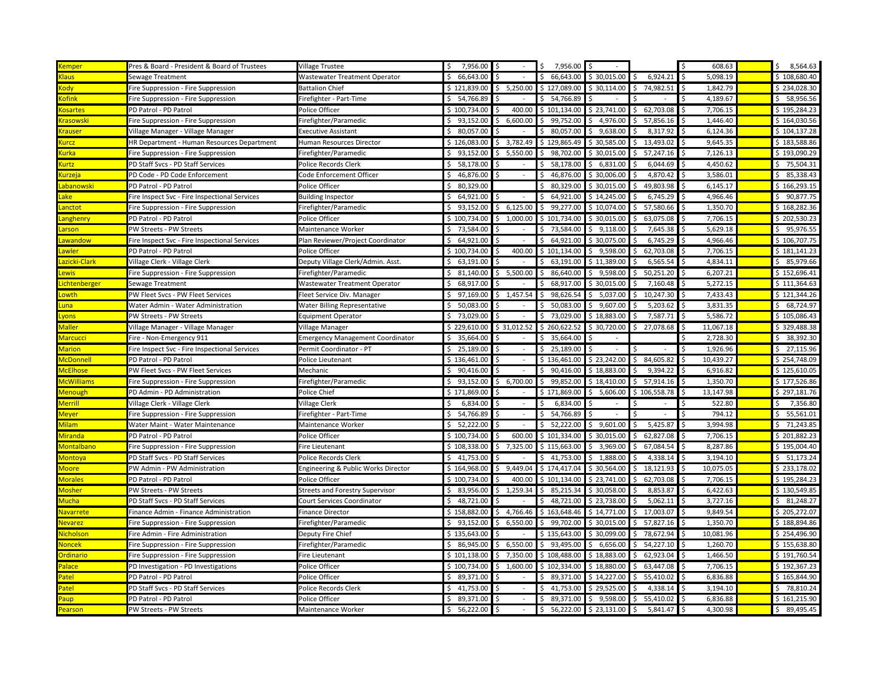| | | | | | | | | | | | |
|---|---|---|---|---|---|---|---|---|---|---|---|
| Kemper | Pres & Board - President & Board of Trustees | Village Trustee | $ 7,956.00 | $ - | $ 7,956.00 | $ - | | $ 608.63 | | $ 8,564.63 |
| Klaus | Sewage Treatment | Wastewater Treatment Operator | $ 66,643.00 | $ - | $ 66,643.00 | $ 30,015.00 | $ 6,924.21 | $ 5,098.19 | | $ 108,680.40 |
| Kody | Fire Suppression - Fire Suppression | Battalion Chief | $ 121,839.00 | $ 5,250.00 | $ 127,089.00 | $ 30,114.00 | $ 74,982.51 | $ 1,842.79 | | $ 234,028.30 |
| Kofink | Fire Suppression - Fire Suppression | Firefighter - Part-Time | $ 54,766.89 | $ - | $ 54,766.89 | $ - | $ - | $ 4,189.67 | | $ 58,956.56 |
| Kosartes | PD Patrol - PD Patrol | Police Officer | $ 100,734.00 | $ 400.00 | $ 101,134.00 | $ 23,741.00 | $ 62,703.08 | $ 7,706.15 | | $ 195,284.23 |
| Krasowski | Fire Suppression - Fire Suppression | Firefighter/Paramedic | $ 93,152.00 | $ 6,600.00 | $ 99,752.00 | $ 4,976.00 | $ 57,856.16 | $ 1,446.40 | | $ 164,030.56 |
| Krauser | Village Manager - Village Manager | Executive Assistant | $ 80,057.00 | $ - | $ 80,057.00 | $ 9,638.00 | $ 8,317.92 | $ 6,124.36 | | $ 104,137.28 |
| Kurcz | HR Department - Human Resources Department | Human Resources Director | $ 126,083.00 | $ 3,782.49 | $ 129,865.49 | $ 30,585.00 | $ 13,493.02 | $ 9,645.35 | | $ 183,588.86 |
| Kurka | Fire Suppression - Fire Suppression | Firefighter/Paramedic | $ 93,152.00 | $ 5,550.00 | $ 98,702.00 | $ 30,015.00 | $ 57,247.16 | $ 7,126.13 | | $ 193,090.29 |
| Kurtz | PD Staff Svcs - PD Staff Services | Police Records Clerk | $ 58,178.00 | $ - | $ 58,178.00 | $ 6,831.00 | $ 6,044.69 | $ 4,450.62 | | $ 75,504.31 |
| Kurzeja | PD Code - PD Code Enforcement | Code Enforcement Officer | $ 46,876.00 | $ - | $ 46,876.00 | $ 30,006.00 | $ 4,870.42 | $ 3,586.01 | | $ 85,338.43 |
| Labanowski | PD Patrol - PD Patrol | Police Officer | $ 80,329.00 | | $ 80,329.00 | $ 30,015.00 | $ 49,803.98 | $ 6,145.17 | | $ 166,293.15 |
| Lake | Fire Inspect Svc - Fire Inspectional Services | Building Inspector | $ 64,921.00 | $ - | $ 64,921.00 | $ 14,245.00 | $ 6,745.29 | $ 4,966.46 | | $ 90,877.75 |
| Lanctot | Fire Suppression - Fire Suppression | Firefighter/Paramedic | $ 93,152.00 | $ 6,125.00 | $ 99,277.00 | $ 10,074.00 | $ 57,580.66 | $ 1,350.70 | | $ 168,282.36 |
| Langhenry | PD Patrol - PD Patrol | Police Officer | $ 100,734.00 | $ 1,000.00 | $ 101,734.00 | $ 30,015.00 | $ 63,075.08 | $ 7,706.15 | | $ 202,530.23 |
| Larson | PW Streets - PW Streets | Maintenance Worker | $ 73,584.00 | $ - | $ 73,584.00 | $ 9,118.00 | $ 7,645.38 | $ 5,629.18 | | $ 95,976.55 |
| Lawandow | Fire Inspect Svc - Fire Inspectional Services | Plan Reviewer/Project Coordinator | $ 64,921.00 | $ - | $ 64,921.00 | $ 30,075.00 | $ 6,745.29 | $ 4,966.46 | | $ 106,707.75 |
| Lawler | PD Patrol - PD Patrol | Police Officer | $ 100,734.00 | $ 400.00 | $ 101,134.00 | $ 9,598.00 | $ 62,703.08 | $ 7,706.15 | | $ 181,141.23 |
| Lazicki-Clark | Village Clerk - Village Clerk | Deputy Village Clerk/Admin. Asst. | $ 63,191.00 | $ - | $ 63,191.00 | $ 11,389.00 | $ 6,565.54 | $ 4,834.11 | | $ 85,979.66 |
| Lewis | Fire Suppression - Fire Suppression | Firefighter/Paramedic | $ 81,140.00 | $ 5,500.00 | $ 86,640.00 | $ 9,598.00 | $ 50,251.20 | $ 6,207.21 | | $ 152,696.41 |
| Lichtenberger | Sewage Treatment | Wastewater Treatment Operator | $ 68,917.00 | $ - | $ 68,917.00 | $ 30,015.00 | $ 7,160.48 | $ 5,272.15 | | $ 111,364.63 |
| Lowth | PW Fleet Svcs - PW Fleet Services | Fleet Service Div. Manager | $ 97,169.00 | $ 1,457.54 | $ 98,626.54 | $ 5,037.00 | $ 10,247.30 | $ 7,433.43 | | $ 121,344.26 |
| Luna | Water Admin - Water Administration | Water Billing Representative | $ 50,083.00 | $ - | $ 50,083.00 | $ 9,607.00 | $ 5,203.62 | $ 3,831.35 | | $ 68,724.97 |
| Lyons | PW Streets - PW Streets | Equipment Operator | $ 73,029.00 | $ - | $ 73,029.00 | $ 18,883.00 | $ 7,587.71 | $ 5,586.72 | | $ 105,086.43 |
| Maller | Village Manager - Village Manager | Village Manager | $ 229,610.00 | $ 31,012.52 | $ 260,622.52 | $ 30,720.00 | $ 27,078.68 | $ 11,067.18 | | $ 329,488.38 |
| Marcucci | Fire - Non-Emergency 911 | Emergency Management Coordinator | $ 35,664.00 | $ - | $ 35,664.00 | $ - | | $ 2,728.30 | | $ 38,392.30 |
| Marion | Fire Inspect Svc - Fire Inspectional Services | Permit Coordinator - PT | $ 25,189.00 | $ - | $ 25,189.00 | $ - | $ - | $ 1,926.96 | | $ 27,115.96 |
| McDonnell | PD Patrol - PD Patrol | Police Lieutenant | $ 136,461.00 | $ - | $ 136,461.00 | $ 23,242.00 | $ 84,605.82 | $ 10,439.27 | | $ 254,748.09 |
| McElhose | PW Fleet Svcs - PW Fleet Services | Mechanic | $ 90,416.00 | $ - | $ 90,416.00 | $ 18,883.00 | $ 9,394.22 | $ 6,916.82 | | $ 125,610.05 |
| McWilliams | Fire Suppression - Fire Suppression | Firefighter/Paramedic | $ 93,152.00 | $ 6,700.00 | $ 99,852.00 | $ 18,410.00 | $ 57,914.16 | $ 1,350.70 | | $ 177,526.86 |
| Menough | PD Admin - PD Administration | Police Chief | $ 171,869.00 | $ - | $ 171,869.00 | $ 5,606.00 | $ 106,558.78 | $ 13,147.98 | | $ 297,181.76 |
| Merrill | Village Clerk - Village Clerk | Village Clerk | $ 6,834.00 | $ - | $ 6,834.00 | $ - | $ - | $ 522.80 | | $ 7,356.80 |
| Meyer | Fire Suppression - Fire Suppression | Firefighter - Part-Time | $ 54,766.89 | $ - | $ 54,766.89 | $ - | $ - | $ 794.12 | | $ 55,561.01 |
| Milam | Water Maint - Water Maintenance | Maintenance Worker | $ 52,222.00 | $ - | $ 52,222.00 | $ 9,601.00 | $ 5,425.87 | $ 3,994.98 | | $ 71,243.85 |
| Miranda | PD Patrol - PD Patrol | Police Officer | $ 100,734.00 | $ 600.00 | $ 101,334.00 | $ 30,015.00 | $ 62,827.08 | $ 7,706.15 | | $ 201,882.23 |
| Montalbano | Fire Suppression - Fire Suppression | Fire Lieutenant | $ 108,338.00 | $ 7,325.00 | $ 115,663.00 | $ 3,969.00 | $ 67,084.54 | $ 8,287.86 | | $ 195,004.40 |
| Montoya | PD Staff Svcs - PD Staff Services | Police Records Clerk | $ 41,753.00 | $ - | $ 41,753.00 | $ 1,888.00 | $ 4,338.14 | $ 3,194.10 | | $ 51,173.24 |
| Moore | PW Admin - PW Administration | Engineering & Public Works Director | $ 164,968.00 | $ 9,449.04 | $ 174,417.04 | $ 30,564.00 | $ 18,121.93 | $ 10,075.05 | | $ 233,178.02 |
| Morales | PD Patrol - PD Patrol | Police Officer | $ 100,734.00 | $ 400.00 | $ 101,134.00 | $ 23,741.00 | $ 62,703.08 | $ 7,706.15 | | $ 195,284.23 |
| Mosher | PW Streets - PW Streets | Streets and Forestry Supervisor | $ 83,956.00 | $ 1,259.34 | $ 85,215.34 | $ 30,058.00 | $ 8,853.87 | $ 6,422.63 | | $ 130,549.85 |
| Mucha | PD Staff Svcs - PD Staff Services | Court Services Coordinator | $ 48,721.00 | $ - | $ 48,721.00 | $ 23,738.00 | $ 5,062.11 | $ 3,727.16 | | $ 81,248.27 |
| Navarrete | Finance Admin - Finance Administration | Finance Director | $ 158,882.00 | $ 4,766.46 | $ 163,648.46 | $ 14,771.00 | $ 17,003.07 | $ 9,849.54 | | $ 205,272.07 |
| Nevarez | Fire Suppression - Fire Suppression | Firefighter/Paramedic | $ 93,152.00 | $ 6,550.00 | $ 99,702.00 | $ 30,015.00 | $ 57,827.16 | $ 1,350.70 | | $ 188,894.86 |
| Nicholson | Fire Admin - Fire Administration | Deputy Fire Chief | $ 135,643.00 | $ - | $ 135,643.00 | $ 30,099.00 | $ 78,672.94 | $ 10,081.96 | | $ 254,496.90 |
| Noncek | Fire Suppression - Fire Suppression | Firefighter/Paramedic | $ 86,945.00 | $ 6,550.00 | $ 93,495.00 | $ 6,656.00 | $ 54,227.10 | $ 1,260.70 | | $ 155,638.80 |
| Ordinario | Fire Suppression - Fire Suppression | Fire Lieutenant | $ 101,138.00 | $ 7,350.00 | $ 108,488.00 | $ 18,883.00 | $ 62,923.04 | $ 1,466.50 | | $ 191,760.54 |
| Palace | PD Investigation - PD Investigations | Police Officer | $ 100,734.00 | $ 1,600.00 | $ 102,334.00 | $ 18,880.00 | $ 63,447.08 | $ 7,706.15 | | $ 192,367.23 |
| Patel | PD Patrol - PD Patrol | Police Officer | $ 89,371.00 | $ - | $ 89,371.00 | $ 14,227.00 | $ 55,410.02 | $ 6,836.88 | | $ 165,844.90 |
| Patel | PD Staff Svcs - PD Staff Services | Police Records Clerk | $ 41,753.00 | $ - | $ 41,753.00 | $ 29,525.00 | $ 4,338.14 | $ 3,194.10 | | $ 78,810.24 |
| Paup | PD Patrol - PD Patrol | Police Officer | $ 89,371.00 | $ - | $ 89,371.00 | $ 9,598.00 | $ 55,410.02 | $ 6,836.88 | | $ 161,215.90 |
| Pearson | PW Streets - PW Streets | Maintenance Worker | $ 56,222.00 | $ - | $ 56,222.00 | $ 23,131.00 | $ 5,841.47 | $ 4,300.98 | | $ 89,495.45 |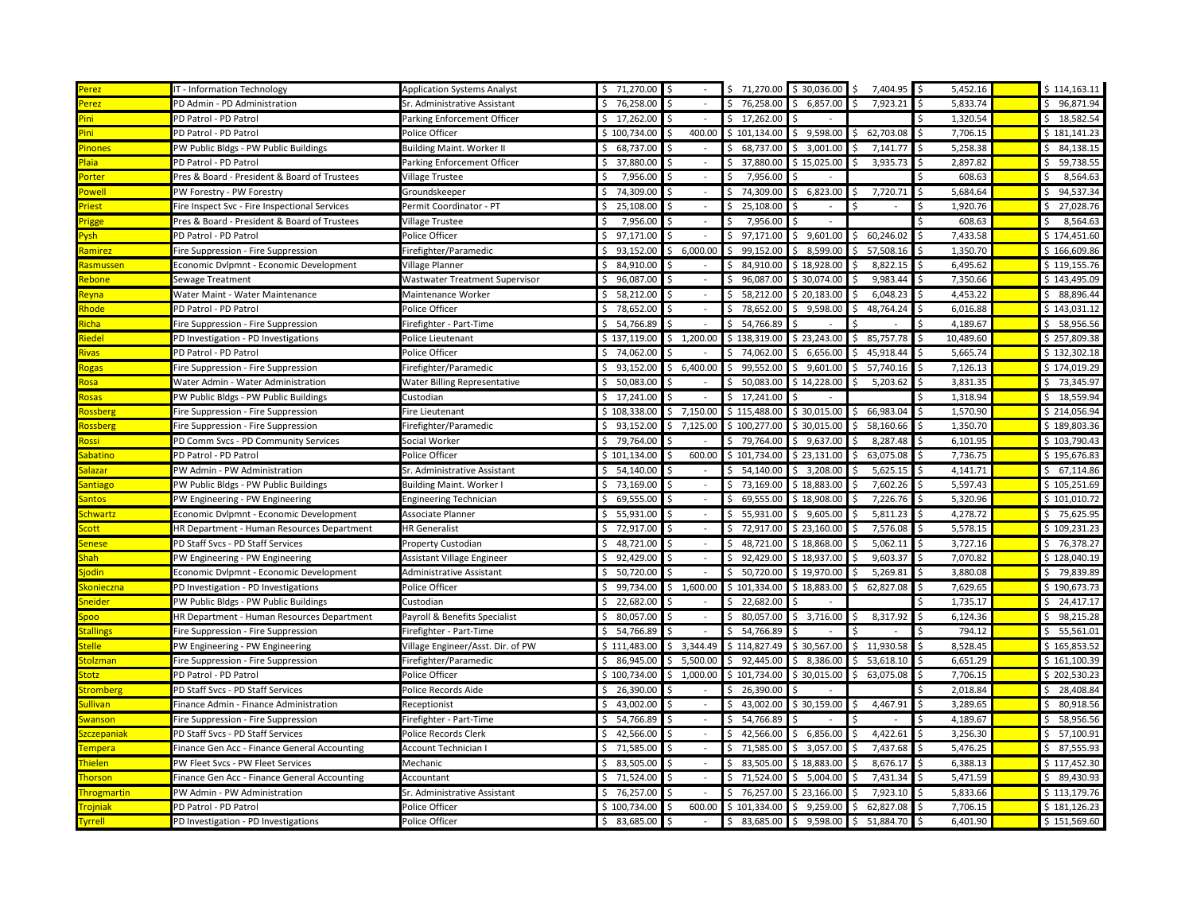| | | | | | | | | | |
|---|---|---|---|---|---|---|---|---|---|
| Perez | IT - Information Technology | Application Systems Analyst | $ 71,270.00 | $ - | $ 71,270.00 | $ 30,036.00 | $ 7,404.95 | $ 5,452.16 | | $ 114,163.11 |
| Perez | PD Admin - PD Administration | Sr. Administrative Assistant | $ 76,258.00 | $ - | $ 76,258.00 | $ 6,857.00 | $ 7,923.21 | $ 5,833.74 | | $ 96,871.94 |
| Pini | PD Patrol - PD Patrol | Parking Enforcement Officer | $ 17,262.00 | $ - | $ 17,262.00 | $ - | | $ 1,320.54 | | $ 18,582.54 |
| Pini | PD Patrol - PD Patrol | Police Officer | $ 100,734.00 | $ 400.00 | $ 101,134.00 | $ 9,598.00 | $ 62,703.08 | $ 7,706.15 | | $ 181,141.23 |
| Pinones | PW Public Bldgs - PW Public Buildings | Building Maint. Worker II | $ 68,737.00 | $ - | $ 68,737.00 | $ 3,001.00 | $ 7,141.77 | $ 5,258.38 | | $ 84,138.15 |
| Plaia | PD Patrol - PD Patrol | Parking Enforcement Officer | $ 37,880.00 | $ - | $ 37,880.00 | $ 15,025.00 | $ 3,935.73 | $ 2,897.82 | | $ 59,738.55 |
| Porter | Pres & Board - President & Board of Trustees | Village Trustee | $ 7,956.00 | $ - | $ 7,956.00 | $ - | | $ 608.63 | | $ 8,564.63 |
| Powell | PW Forestry - PW Forestry | Groundskeeper | $ 74,309.00 | $ - | $ 74,309.00 | $ 6,823.00 | $ 7,720.71 | $ 5,684.64 | | $ 94,537.34 |
| Priest | Fire Inspect Svc - Fire Inspectional Services | Permit Coordinator - PT | $ 25,108.00 | $ - | $ 25,108.00 | $ - | $ - | $ 1,920.76 | | $ 27,028.76 |
| Prigge | Pres & Board - President & Board of Trustees | Village Trustee | $ 7,956.00 | $ - | $ 7,956.00 | $ - | | $ 608.63 | | $ 8,564.63 |
| Pysh | PD Patrol - PD Patrol | Police Officer | $ 97,171.00 | $ - | $ 97,171.00 | $ 9,601.00 | $ 60,246.02 | $ 7,433.58 | | $ 174,451.60 |
| Ramirez | Fire Suppression - Fire Suppression | Firefighter/Paramedic | $ 93,152.00 | $ 6,000.00 | $ 99,152.00 | $ 8,599.00 | $ 57,508.16 | $ 1,350.70 | | $ 166,609.86 |
| Rasmussen | Economic Dvlpmnt - Economic Development | Village Planner | $ 84,910.00 | $ - | $ 84,910.00 | $ 18,928.00 | $ 8,822.15 | $ 6,495.62 | | $ 119,155.76 |
| Rebone | Sewage Treatment | Wastwater Treatment Supervisor | $ 96,087.00 | $ - | $ 96,087.00 | $ 30,074.00 | $ 9,983.44 | $ 7,350.66 | | $ 143,495.09 |
| Reyna | Water Maint - Water Maintenance | Maintenance Worker | $ 58,212.00 | $ - | $ 58,212.00 | $ 20,183.00 | $ 6,048.23 | $ 4,453.22 | | $ 88,896.44 |
| Rhode | PD Patrol - PD Patrol | Police Officer | $ 78,652.00 | $ - | $ 78,652.00 | $ 9,598.00 | $ 48,764.24 | $ 6,016.88 | | $ 143,031.12 |
| Richa | Fire Suppression - Fire Suppression | Firefighter - Part-Time | $ 54,766.89 | $ - | $ 54,766.89 | $ - | $ - | $ 4,189.67 | | $ 58,956.56 |
| Riedel | PD Investigation - PD Investigations | Police Lieutenant | $ 137,119.00 | $ 1,200.00 | $ 138,319.00 | $ 23,243.00 | $ 85,757.78 | $ 10,489.60 | | $ 257,809.38 |
| Rivas | PD Patrol - PD Patrol | Police Officer | $ 74,062.00 | $ - | $ 74,062.00 | $ 6,656.00 | $ 45,918.44 | $ 5,665.74 | | $ 132,302.18 |
| Rogas | Fire Suppression - Fire Suppression | Firefighter/Paramedic | $ 93,152.00 | $ 6,400.00 | $ 99,552.00 | $ 9,601.00 | $ 57,740.16 | $ 7,126.13 | | $ 174,019.29 |
| Rosa | Water Admin - Water Administration | Water Billing Representative | $ 50,083.00 | $ - | $ 50,083.00 | $ 14,228.00 | $ 5,203.62 | $ 3,831.35 | | $ 73,345.97 |
| Rosas | PW Public Bldgs - PW Public Buildings | Custodian | $ 17,241.00 | $ - | $ 17,241.00 | $ - | | $ 1,318.94 | | $ 18,559.94 |
| Rossberg | Fire Suppression - Fire Suppression | Fire Lieutenant | $ 108,338.00 | $ 7,150.00 | $ 115,488.00 | $ 30,015.00 | $ 66,983.04 | $ 1,570.90 | | $ 214,056.94 |
| Rossberg | Fire Suppression - Fire Suppression | Firefighter/Paramedic | $ 93,152.00 | $ 7,125.00 | $ 100,277.00 | $ 30,015.00 | $ 58,160.66 | $ 1,350.70 | | $ 189,803.36 |
| Rossi | PD Comm Svcs - PD Community Services | Social Worker | $ 79,764.00 | $ - | $ 79,764.00 | $ 9,637.00 | $ 8,287.48 | $ 6,101.95 | | $ 103,790.43 |
| Sabatino | PD Patrol - PD Patrol | Police Officer | $ 101,134.00 | $ 600.00 | $ 101,734.00 | $ 23,131.00 | $ 63,075.08 | $ 7,736.75 | | $ 195,676.83 |
| Salazar | PW Admin - PW Administration | Sr. Administrative Assistant | $ 54,140.00 | $ - | $ 54,140.00 | $ 3,208.00 | $ 5,625.15 | $ 4,141.71 | | $ 67,114.86 |
| Santiago | PW Public Bldgs - PW Public Buildings | Building Maint. Worker I | $ 73,169.00 | $ - | $ 73,169.00 | $ 18,883.00 | $ 7,602.26 | $ 5,597.43 | | $ 105,251.69 |
| Santos | PW Engineering - PW Engineering | Engineering Technician | $ 69,555.00 | $ - | $ 69,555.00 | $ 18,908.00 | $ 7,226.76 | $ 5,320.96 | | $ 101,010.72 |
| Schwartz | Economic Dvlpmnt - Economic Development | Associate Planner | $ 55,931.00 | $ - | $ 55,931.00 | $ 9,605.00 | $ 5,811.23 | $ 4,278.72 | | $ 75,625.95 |
| Scott | HR Department - Human Resources Department | HR Generalist | $ 72,917.00 | $ - | $ 72,917.00 | $ 23,160.00 | $ 7,576.08 | $ 5,578.15 | | $ 109,231.23 |
| Senese | PD Staff Svcs - PD Staff Services | Property Custodian | $ 48,721.00 | $ - | $ 48,721.00 | $ 18,868.00 | $ 5,062.11 | $ 3,727.16 | | $ 76,378.27 |
| Shah | PW Engineering - PW Engineering | Assistant Village Engineer | $ 92,429.00 | $ - | $ 92,429.00 | $ 18,937.00 | $ 9,603.37 | $ 7,070.82 | | $ 128,040.19 |
| Sjodin | Economic Dvlpmnt - Economic Development | Administrative Assistant | $ 50,720.00 | $ - | $ 50,720.00 | $ 19,970.00 | $ 5,269.81 | $ 3,880.08 | | $ 79,839.89 |
| Skonieczna | PD Investigation - PD Investigations | Police Officer | $ 99,734.00 | $ 1,600.00 | $ 101,334.00 | $ 18,883.00 | $ 62,827.08 | $ 7,629.65 | | $ 190,673.73 |
| Sneider | PW Public Bldgs - PW Public Buildings | Custodian | $ 22,682.00 | $ - | $ 22,682.00 | $ - | | $ 1,735.17 | | $ 24,417.17 |
| Spoo | HR Department - Human Resources Department | Payroll & Benefits Specialist | $ 80,057.00 | $ - | $ 80,057.00 | $ 3,716.00 | $ 8,317.92 | $ 6,124.36 | | $ 98,215.28 |
| Stallings | Fire Suppression - Fire Suppression | Firefighter - Part-Time | $ 54,766.89 | $ - | $ 54,766.89 | $ - | $ - | $ 794.12 | | $ 55,561.01 |
| Stelle | PW Engineering - PW Engineering | Village Engineer/Asst. Dir. of PW | $ 111,483.00 | $ 3,344.49 | $ 114,827.49 | $ 30,567.00 | $ 11,930.58 | $ 8,528.45 | | $ 165,853.52 |
| Stolzman | Fire Suppression - Fire Suppression | Firefighter/Paramedic | $ 86,945.00 | $ 5,500.00 | $ 92,445.00 | $ 8,386.00 | $ 53,618.10 | $ 6,651.29 | | $ 161,100.39 |
| Stotz | PD Patrol - PD Patrol | Police Officer | $ 100,734.00 | $ 1,000.00 | $ 101,734.00 | $ 30,015.00 | $ 63,075.08 | $ 7,706.15 | | $ 202,530.23 |
| Stromberg | PD Staff Svcs - PD Staff Services | Police Records Aide | $ 26,390.00 | $ - | $ 26,390.00 | $ - | | $ 2,018.84 | | $ 28,408.84 |
| Sullivan | Finance Admin - Finance Administration | Receptionist | $ 43,002.00 | $ - | $ 43,002.00 | $ 30,159.00 | $ 4,467.91 | $ 3,289.65 | | $ 80,918.56 |
| Swanson | Fire Suppression - Fire Suppression | Firefighter - Part-Time | $ 54,766.89 | $ - | $ 54,766.89 | $ - | $ - | $ 4,189.67 | | $ 58,956.56 |
| Szczepaniak | PD Staff Svcs - PD Staff Services | Police Records Clerk | $ 42,566.00 | $ - | $ 42,566.00 | $ 6,856.00 | $ 4,422.61 | $ 3,256.30 | | $ 57,100.91 |
| Tempera | Finance Gen Acc - Finance General Accounting | Account Technician I | $ 71,585.00 | $ - | $ 71,585.00 | $ 3,057.00 | $ 7,437.68 | $ 5,476.25 | | $ 87,555.93 |
| Thielen | PW Fleet Svcs - PW Fleet Services | Mechanic | $ 83,505.00 | $ - | $ 83,505.00 | $ 18,883.00 | $ 8,676.17 | $ 6,388.13 | | $ 117,452.30 |
| Thorson | Finance Gen Acc - Finance General Accounting | Accountant | $ 71,524.00 | $ - | $ 71,524.00 | $ 5,004.00 | $ 7,431.34 | $ 5,471.59 | | $ 89,430.93 |
| Throgmartin | PW Admin - PW Administration | Sr. Administrative Assistant | $ 76,257.00 | $ - | $ 76,257.00 | $ 23,166.00 | $ 7,923.10 | $ 5,833.66 | | $ 113,179.76 |
| Trojniak | PD Patrol - PD Patrol | Police Officer | $ 100,734.00 | $ 600.00 | $ 101,334.00 | $ 9,259.00 | $ 62,827.08 | $ 7,706.15 | | $ 181,126.23 |
| Tyrrell | PD Investigation - PD Investigations | Police Officer | $ 83,685.00 | $ - | $ 83,685.00 | $ 9,598.00 | $ 51,884.70 | $ 6,401.90 | | $ 151,569.60 |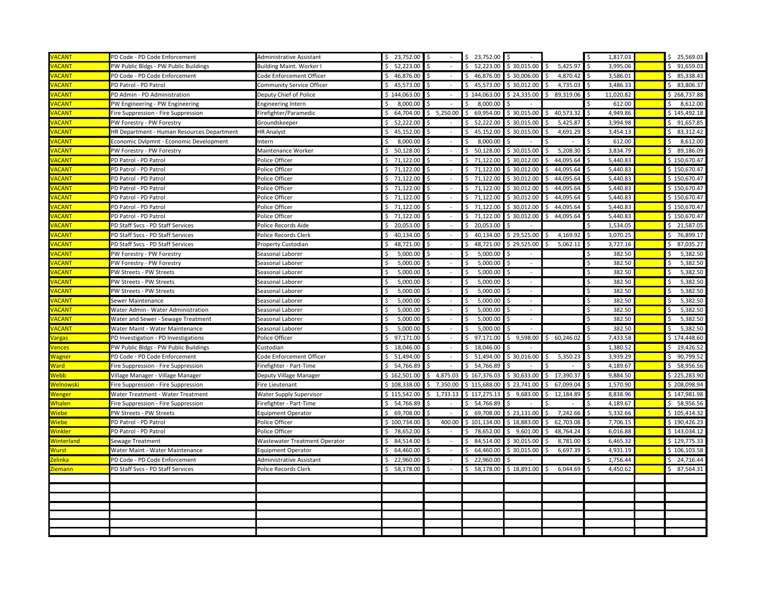| | | | | | | | | | | |
|---|---|---|---|---|---|---|---|---|---|---|
| VACANT | PD Code - PD Code Enforcement | Administrative Assistant | $ 23,752.00 | $ - | $ 23,752.00 | $ - | | $ 1,817.03 | | $ 25,569.03 |
| VACANT | PW Public Bldgs - PW Public Buildings | Building Maint. Worker I | $ 52,223.00 | $ - | $ 52,223.00 | $ 30,015.00 | $ 5,425.97 | $ 3,995.06 | | $ 91,659.03 |
| VACANT | PD Code - PD Code Enforcement | Code Enforcement Officer | $ 46,876.00 | $ - | $ 46,876.00 | $ 30,006.00 | $ 4,870.42 | $ 3,586.01 | | $ 85,338.43 |
| VACANT | PD Patrol - PD Patrol | Community Service Officer | $ 45,573.00 | $ - | $ 45,573.00 | $ 30,012.00 | $ 4,735.03 | $ 3,486.33 | | $ 83,806.37 |
| VACANT | PD Admin - PD Administration | Deputy Chief of Police | $ 144,063.00 | $ - | $ 144,063.00 | $ 24,335.00 | $ 89,319.06 | $ 11,020.82 | | $ 268,737.88 |
| VACANT | PW Engineering - PW Engineering | Engineering Intern | $ 8,000.00 | $ - | $ 8,000.00 | $ - | | $ 612.00 | | $ 8,612.00 |
| VACANT | Fire Suppression - Fire Suppression | Firefighter/Paramedic | $ 64,704.00 | $ 5,250.00 | $ 69,954.00 | $ 30,015.00 | $ 40,573.32 | $ 4,949.86 | | $ 145,492.18 |
| VACANT | PW Forestry - PW Forestry | Groundskeeper | $ 52,222.00 | $ - | $ 52,222.00 | $ 30,015.00 | $ 5,425.87 | $ 3,994.98 | | $ 91,657.85 |
| VACANT | HR Department - Human Resources Department | HR Analyst | $ 45,152.00 | $ - | $ 45,152.00 | $ 30,015.00 | $ 4,691.29 | $ 3,454.13 | | $ 83,312.42 |
| VACANT | Economic Dvlpmnt - Economic Development | Intern | $ 8,000.00 | $ - | $ 8,000.00 | $ - | $ - | $ 612.00 | | $ 8,612.00 |
| VACANT | PW Forestry - PW Forestry | Maintenance Worker | $ 50,128.00 | $ - | $ 50,128.00 | $ 30,015.00 | $ 5,208.30 | $ 3,834.79 | | $ 89,186.09 |
| VACANT | PD Patrol - PD Patrol | Police Officer | $ 71,122.00 | $ - | $ 71,122.00 | $ 30,012.00 | $ 44,095.64 | $ 5,440.83 | | $ 150,670.47 |
| VACANT | PD Patrol - PD Patrol | Police Officer | $ 71,122.00 | $ - | $ 71,122.00 | $ 30,012.00 | $ 44,095.64 | $ 5,440.83 | | $ 150,670.47 |
| VACANT | PD Patrol - PD Patrol | Police Officer | $ 71,122.00 | $ - | $ 71,122.00 | $ 30,012.00 | $ 44,095.64 | $ 5,440.83 | | $ 150,670.47 |
| VACANT | PD Patrol - PD Patrol | Police Officer | $ 71,122.00 | $ - | $ 71,122.00 | $ 30,012.00 | $ 44,095.64 | $ 5,440.83 | | $ 150,670.47 |
| VACANT | PD Patrol - PD Patrol | Police Officer | $ 71,122.00 | $ - | $ 71,122.00 | $ 30,012.00 | $ 44,095.64 | $ 5,440.83 | | $ 150,670.47 |
| VACANT | PD Patrol - PD Patrol | Police Officer | $ 71,122.00 | $ - | $ 71,122.00 | $ 30,012.00 | $ 44,095.64 | $ 5,440.83 | | $ 150,670.47 |
| VACANT | PD Patrol - PD Patrol | Police Officer | $ 71,122.00 | $ - | $ 71,122.00 | $ 30,012.00 | $ 44,095.64 | $ 5,440.83 | | $ 150,670.47 |
| VACANT | PD Staff Svcs - PD Staff Services | Police Records Aide | $ 20,053.00 | $ - | $ 20,053.00 | $ - | | $ 1,534.05 | | $ 21,587.05 |
| VACANT | PD Staff Svcs - PD Staff Services | Police Records Clerk | $ 40,134.00 | $ - | $ 40,134.00 | $ 29,525.00 | $ 4,169.92 | $ 3,070.25 | | $ 76,899.17 |
| VACANT | PD Staff Svcs - PD Staff Services | Property Custodian | $ 48,721.00 | $ - | $ 48,721.00 | $ 29,525.00 | $ 5,062.11 | $ 3,727.16 | | $ 87,035.27 |
| VACANT | PW Forestry - PW Forestry | Seasonal Laborer | $ 5,000.00 | $ - | $ 5,000.00 | $ - | | $ 382.50 | | $ 5,382.50 |
| VACANT | PW Forestry - PW Forestry | Seasonal Laborer | $ 5,000.00 | $ - | $ 5,000.00 | $ - | | $ 382.50 | | $ 5,382.50 |
| VACANT | PW Streets - PW Streets | Seasonal Laborer | $ 5,000.00 | $ - | $ 5,000.00 | $ - | | $ 382.50 | | $ 5,382.50 |
| VACANT | PW Streets - PW Streets | Seasonal Laborer | $ 5,000.00 | $ - | $ 5,000.00 | $ - | | $ 382.50 | | $ 5,382.50 |
| VACANT | PW Streets - PW Streets | Seasonal Laborer | $ 5,000.00 | $ - | $ 5,000.00 | $ - | | $ 382.50 | | $ 5,382.50 |
| VACANT | Sewer Maintenance | Seasonal Laborer | $ 5,000.00 | $ - | $ 5,000.00 | $ - | | $ 382.50 | | $ 5,382.50 |
| VACANT | Water Admin - Water Administration | Seasonal Laborer | $ 5,000.00 | $ - | $ 5,000.00 | $ - | | $ 382.50 | | $ 5,382.50 |
| VACANT | Water and Sewer - Sewage Treatment | Seasonal Laborer | $ 5,000.00 | $ - | $ 5,000.00 | $ - | | $ 382.50 | | $ 5,382.50 |
| VACANT | Water Maint - Water Maintenance | Seasonal Laborer | $ 5,000.00 | $ - | $ 5,000.00 | $ - | | $ 382.50 | | $ 5,382.50 |
| Vargas | PD Investigation - PD Investigations | Police Officer | $ 97,171.00 | $ - | $ 97,171.00 | $ 9,598.00 | $ 60,246.02 | $ 7,433.58 | | $ 174,448.60 |
| Vences | PW Public Bldgs - PW Public Buildings | Custodian | $ 18,046.00 | $ - | $ 18,046.00 | $ - | | $ 1,380.52 | | $ 19,426.52 |
| Wagner | PD Code - PD Code Enforcement | Code Enforcement Officer | $ 51,494.00 | $ - | $ 51,494.00 | $ 30,016.00 | $ 5,350.23 | $ 3,939.29 | | $ 90,799.52 |
| Ward | Fire Suppression - Fire Suppression | Firefighter - Part-Time | $ 54,766.89 | $ - | $ 54,766.89 | $ - | $ - | $ 4,189.67 | | $ 58,956.56 |
| Webb | Village Manager - Village Manager | Deputy Village Manager | $ 162,501.00 | $ 4,875.03 | $ 167,376.03 | $ 30,633.00 | $ 17,390.37 | $ 9,884.50 | | $ 225,283.90 |
| Welnowski | Fire Suppression - Fire Suppression | Fire Lieutenant | $ 108,338.00 | $ 7,350.00 | $ 115,688.00 | $ 23,741.00 | $ 67,099.04 | $ 1,570.90 | | $ 208,098.94 |
| Wenger | Water Treatment - Water Treatment | Water Supply Supervisor | $ 115,542.00 | $ 1,733.13 | $ 117,275.13 | $ 9,683.00 | $ 12,184.89 | $ 8,838.96 | | $ 147,981.98 |
| Whalen | Fire Suppression - Fire Suppression | Firefighter - Part-Time | $ 54,766.89 | $ - | $ 54,766.89 | $ - | $ - | $ 4,189.67 | | $ 58,956.56 |
| Wiebe | PW Streets - PW Streets | Equipment Operator | $ 69,708.00 | $ - | $ 69,708.00 | $ 23,131.00 | $ 7,242.66 | $ 5,332.66 | | $ 105,414.32 |
| Wiebe | PD Patrol - PD Patrol | Police Officer | $ 100,734.00 | $ 400.00 | $ 101,134.00 | $ 18,883.00 | $ 62,703.08 | $ 7,706.15 | | $ 190,426.23 |
| Winkler | PD Patrol - PD Patrol | Police Officer | $ 78,652.00 | $ - | $ 78,652.00 | $ 9,601.00 | $ 48,764.24 | $ 6,016.88 | | $ 143,034.12 |
| Winterland | Sewage Treatment | Wastewater Treatment Operator | $ 84,514.00 | $ - | $ 84,514.00 | $ 30,015.00 | $ 8,781.00 | $ 6,465.32 | | $ 129,775.33 |
| Wurst | Water Maint - Water Maintenance | Equipment Operator | $ 64,460.00 | $ - | $ 64,460.00 | $ 30,015.00 | $ 6,697.39 | $ 4,931.19 | | $ 106,103.58 |
| Zelinka | PD Code - PD Code Enforcement | Administrative Assistant | $ 22,960.00 | $ - | $ 22,960.00 | $ - | | $ 1,756.44 | | $ 24,716.44 |
| Ziemann | PD Staff Svcs - PD Staff Services | Police Records Clerk | $ 58,178.00 | $ - | $ 58,178.00 | $ 18,891.00 | $ 6,044.69 | $ 4,450.62 | | $ 87,564.31 |